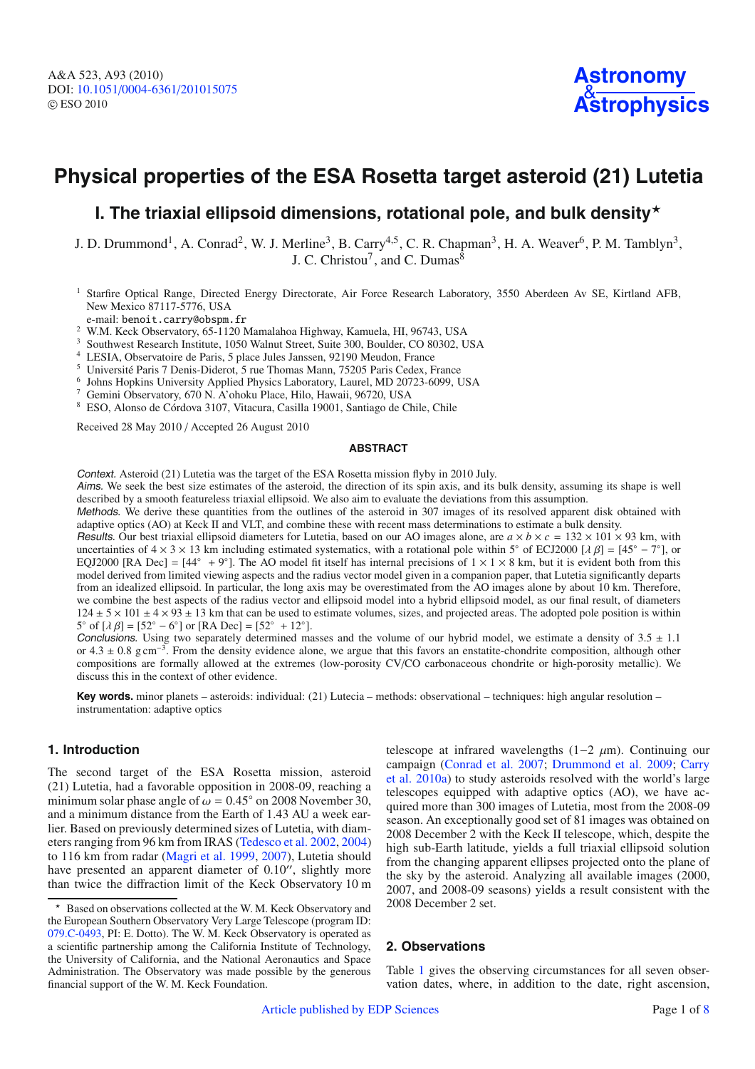# Physical properties of the ESA Rosetta target asteroid (21) Lutetia

## I. The triaxial ellipsoid dimensions, rotational pole, and bulk density[⋆]

J. D. Drummond[1], A. Conrad[2], W. J. Merline[3], B. Carry[4,5], C. R. Chapman[3], H. A. Weaver[6], P. M. Tamblyn[3], J. C. Christou[7], and C. Dumas[8]

[1] Starfire Optical Range, Directed Energy Directorate, Air Force Research Laboratory, 3550 Aberdeen Av SE, Kirtland AFB, New Mexico 87117-5776, USA
e-mail: benoit.carry@obspm.fr

[2] W.M. Keck Observatory, 65-1120 Mamalahoa Highway, Kamuela, HI, 96743, USA

[3] Southwest Research Institute, 1050 Walnut Street, Suite 300, Boulder, CO 80302, USA

[4] LESIA, Observatoire de Paris, 5 place Jules Janssen, 92190 Meudon, France

[5] Université Paris 7 Denis-Diderot, 5 rue Thomas Mann, 75205 Paris Cedex, France

[6] Johns Hopkins University Applied Physics Laboratory, Laurel, MD 20723-6099, USA

[7] Gemini Observatory, 670 N. A'ohoku Place, Hilo, Hawaii, 96720, USA

[8] ESO, Alonso de Córdova 3107, Vitacura, Casilla 19001, Santiago de Chile, Chile

Received 28 May 2010 / Accepted 26 August 2010

### ABSTRACT

*Context.* Asteroid (21) Lutetia was the target of the ESA Rosetta mission flyby in 2010 July.

*Aims.* We seek the best size estimates of the asteroid, the direction of its spin axis, and its bulk density, assuming its shape is well described by a smooth featureless triaxial ellipsoid. We also aim to evaluate the deviations from this assumption.

*Methods.* We derive these quantities from the outlines of the asteroid in 307 images of its resolved apparent disk obtained with adaptive optics (AO) at Keck II and VLT, and combine these with recent mass determinations to estimate a bulk density.

*Results.* Our best triaxial ellipsoid diameters for Lutetia, based on our AO images alone, are $a \times b \times c = 132 \times 101 \times 93$ km, with uncertainties of $4 \times 3 \times 13$ km including estimated systematics, with a rotational pole within 5° of ECJ2000 [$\lambda\,\beta$] = [45° −7°], or EQJ2000 [RA Dec] = [44° +9°]. The AO model fit itself has internal precisions of $1 \times 1 \times 8$ km, but it is evident both from this model derived from limited viewing aspects and the radius vector model given in a companion paper, that Lutetia significantly departs from an idealized ellipsoid. In particular, the long axis may be overestimated from the AO images alone by about 10 km. Therefore, we combine the best aspects of the radius vector and ellipsoid model into a hybrid ellipsoid model, as our final result, of diameters $124 \pm 5 \times 101 \pm 4 \times 93 \pm 13$ km that can be used to estimate volumes, sizes, and projected areas. The adopted pole position is within 5° of [$\lambda\,\beta$] = [52° −6°] or [RA Dec] = [52° +12°].

*Conclusions.* Using two separately determined masses and the volume of our hybrid model, we estimate a density of $3.5 \pm 1.1$ or $4.3 \pm 0.8$ g cm$^{-3}$. From the density evidence alone, we argue that this favors an enstatite-chondrite composition, although other compositions are formally allowed at the extremes (low-porosity CV/CO carbonaceous chondrite or high-porosity metallic). We discuss this in the context of other evidence.

**Key words.** minor planets – asteroids: individual: (21) Lutecia – methods: observational – techniques: high angular resolution – instrumentation: adaptive optics

## 1. Introduction

The second target of the ESA Rosetta mission, asteroid (21) Lutetia, had a favorable opposition in 2008-09, reaching a minimum solar phase angle of $\omega = 0.45°$ on 2008 November 30, and a minimum distance from the Earth of 1.43 AU a week earlier. Based on previously determined sizes of Lutetia, with diameters ranging from 96 km from IRAS (Tedesco et al. 2002, 2004) to 116 km from radar (Magri et al. 1999, 2007), Lutetia should have presented an apparent diameter of 0.10″, slightly more than twice the diffraction limit of the Keck Observatory 10 m telescope at infrared wavelengths (1−2 μm). Continuing our campaign (Conrad et al. 2007; Drummond et al. 2009; Carry et al. 2010a) to study asteroids resolved with the world's large telescopes equipped with adaptive optics (AO), we have acquired more than 300 images of Lutetia, most from the 2008-09 season. An exceptionally good set of 81 images was obtained on 2008 December 2 with the Keck II telescope, which, despite the high sub-Earth latitude, yields a full triaxial ellipsoid solution from the changing apparent ellipses projected onto the plane of the sky by the asteroid. Analyzing all available images (2000, 2007, and 2008-09 seasons) yields a result consistent with the 2008 December 2 set.

## 2. Observations

Table 1 gives the observing circumstances for all seven observation dates, where, in addition to the date, right ascension,

---

[⋆] Based on observations collected at the W. M. Keck Observatory and the European Southern Observatory Very Large Telescope (program ID: 079.C-0493, PI: E. Dotto). The W. M. Keck Observatory is operated as a scientific partnership among the California Institute of Technology, the University of California, and the National Aeronautics and Space Administration. The Observatory was made possible by the generous financial support of the W. M. Keck Foundation.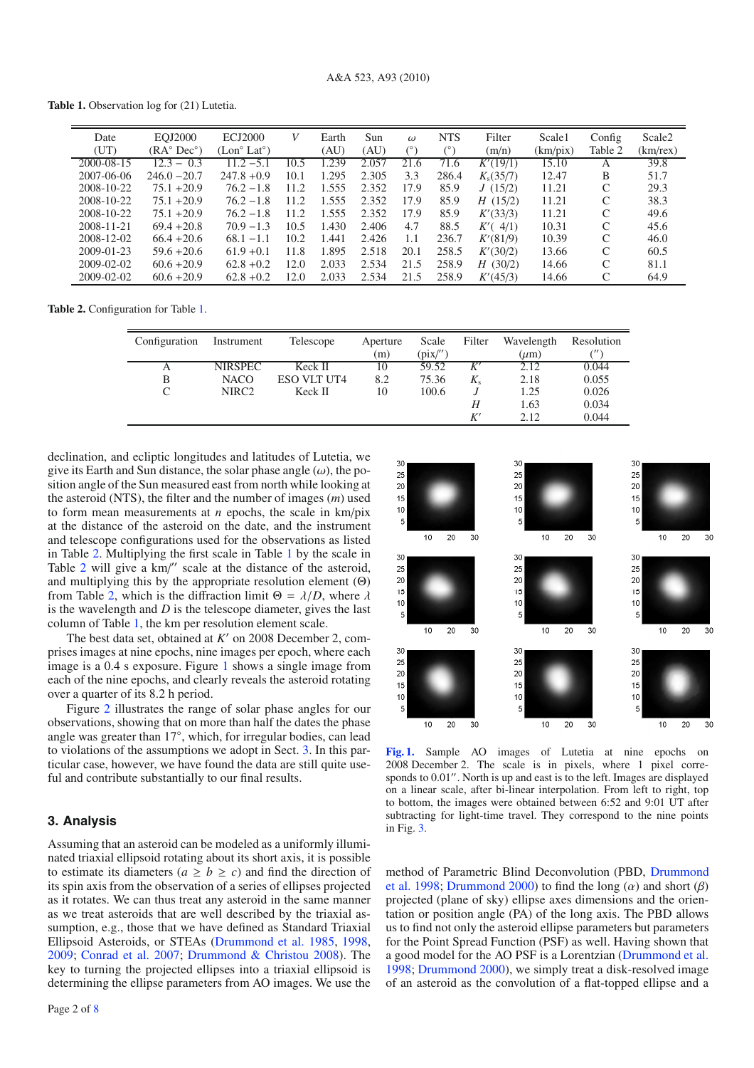**Table 1.** Observation log for (21) Lutetia.

| Date (UT) | EQJ2000 (RA° Dec°) | ECJ2000 (Lon° Lat°) | $V$ | Earth (AU) | Sun (AU) | $\omega$ (°) | NTS (°) | Filter (m/n) | Scale1 (km/pix) | Config Table 2 | Scale2 (km/rex) |
|---|---|---|---|---|---|---|---|---|---|---|---|
| 2000-08-15 | 12.3 − 0.3 | 11.2 −5.1 | 10.5 | 1.239 | 2.057 | 21.6 | 71.6 | $K'$(19/1) | 15.10 | A | 39.8 |
| 2007-06-06 | 246.0 −20.7 | 247.8 +0.9 | 10.1 | 1.295 | 2.305 | 3.3 | 286.4 | $K_s$(35/7) | 12.47 | B | 51.7 |
| 2008-10-22 | 75.1 +20.9 | 76.2 −1.8 | 11.2 | 1.555 | 2.352 | 17.9 | 85.9 | $J$ (15/2) | 11.21 | C | 29.3 |
| 2008-10-22 | 75.1 +20.9 | 76.2 −1.8 | 11.2 | 1.555 | 2.352 | 17.9 | 85.9 | $H$ (15/2) | 11.21 | C | 38.3 |
| 2008-10-22 | 75.1 +20.9 | 76.2 −1.8 | 11.2 | 1.555 | 2.352 | 17.9 | 85.9 | $K'$(33/3) | 11.21 | C | 49.6 |
| 2008-11-21 | 69.4 +20.8 | 70.9 −1.3 | 10.5 | 1.430 | 2.406 | 4.7 | 88.5 | $K'$( 4/1) | 10.31 | C | 45.6 |
| 2008-12-02 | 66.4 +20.6 | 68.1 −1.1 | 10.2 | 1.441 | 2.426 | 1.1 | 236.7 | $K'$(81/9) | 10.39 | C | 46.0 |
| 2009-01-23 | 59.6 +20.6 | 61.9 +0.1 | 11.8 | 1.895 | 2.518 | 20.1 | 258.5 | $K'$(30/2) | 13.66 | C | 60.5 |
| 2009-02-02 | 60.6 +20.9 | 62.8 +0.2 | 12.0 | 2.033 | 2.534 | 21.5 | 258.9 | $H$ (30/2) | 14.66 | C | 81.1 |
| 2009-02-02 | 60.6 +20.9 | 62.8 +0.2 | 12.0 | 2.033 | 2.534 | 21.5 | 258.9 | $K'$(45/3) | 14.66 | C | 64.9 |

**Table 2.** Configuration for Table 1.

| Configuration | Instrument | Telescope | Aperture (m) | Scale (pix/″) | Filter | Wavelength ($\mu$m) | Resolution (″) |
|---|---|---|---|---|---|---|---|
| A | NIRSPEC | Keck II | 10 | 59.52 | $K'$ | 2.12 | 0.044 |
| B | NACO | ESO VLT UT4 | 8.2 | 75.36 | $K_s$ | 2.18 | 0.055 |
| C | NIRC2 | Keck II | 10 | 100.6 | $J$ | 1.25 | 0.026 |
| | | | | | $H$ | 1.63 | 0.034 |
| | | | | | $K'$ | 2.12 | 0.044 |

declination, and ecliptic longitudes and latitudes of Lutetia, we give its Earth and Sun distance, the solar phase angle ($\omega$), the position angle of the Sun measured east from north while looking at the asteroid (NTS), the filter and the number of images ($m$) used to form mean measurements at $n$ epochs, the scale in km/pix at the distance of the asteroid on the date, and the instrument and telescope configurations used for the observations as listed in Table 2. Multiplying the first scale in Table 1 by the scale in Table 2 will give a km/″ scale at the distance of the asteroid, and multiplying this by the appropriate resolution element ($\Theta$) from Table 2, which is the diffraction limit $\Theta = \lambda/D$, where $\lambda$ is the wavelength and $D$ is the telescope diameter, gives the last column of Table 1, the km per resolution element scale.

The best data set, obtained at $K'$ on 2008 December 2, comprises images at nine epochs, nine images per epoch, where each image is a 0.4 s exposure. Figure 1 shows a single image from each of the nine epochs, and clearly reveals the asteroid rotating over a quarter of its 8.2 h period.

Figure 2 illustrates the range of solar phase angles for our observations, showing that on more than half the dates the phase angle was greater than 17°, which, for irregular bodies, can lead to violations of the assumptions we adopt in Sect. 3. In this particular case, however, we have found the data are still quite useful and contribute substantially to our final results.

**Fig. 1.** Sample AO images of Lutetia at nine epochs on 2008 December 2. The scale is in pixels, where 1 pixel corresponds to 0.01″. North is up and east is to the left. Images are displayed on a linear scale, after bi-linear interpolation. From left to right, top to bottom, the images were obtained between 6:52 and 9:01 UT after subtracting for light-time travel. They correspond to the nine points in Fig. 3.

## 3. Analysis

Assuming that an asteroid can be modeled as a uniformly illuminated triaxial ellipsoid rotating about its short axis, it is possible to estimate its diameters ($a \geq b \geq c$) and find the direction of its spin axis from the observation of a series of ellipses projected as it rotates. We can thus treat any asteroid in the same manner as we treat asteroids that are well described by the triaxial assumption, e.g., those that we have defined as Standard Triaxial Ellipsoid Asteroids, or STEAs (Drummond et al. 1985, 1998, 2009; Conrad et al. 2007; Drummond & Christou 2008). The key to turning the projected ellipses into a triaxial ellipsoid is determining the ellipse parameters from AO images. We use the method of Parametric Blind Deconvolution (PBD, Drummond et al. 1998; Drummond 2000) to find the long ($\alpha$) and short ($\beta$) projected (plane of sky) ellipse axes dimensions and the orientation or position angle (PA) of the long axis. The PBD allows us to find not only the asteroid ellipse parameters but parameters for the Point Spread Function (PSF) as well. Having shown that a good model for the AO PSF is a Lorentzian (Drummond et al. 1998; Drummond 2000), we simply treat a disk-resolved image of an asteroid as the convolution of a flat-topped ellipse and a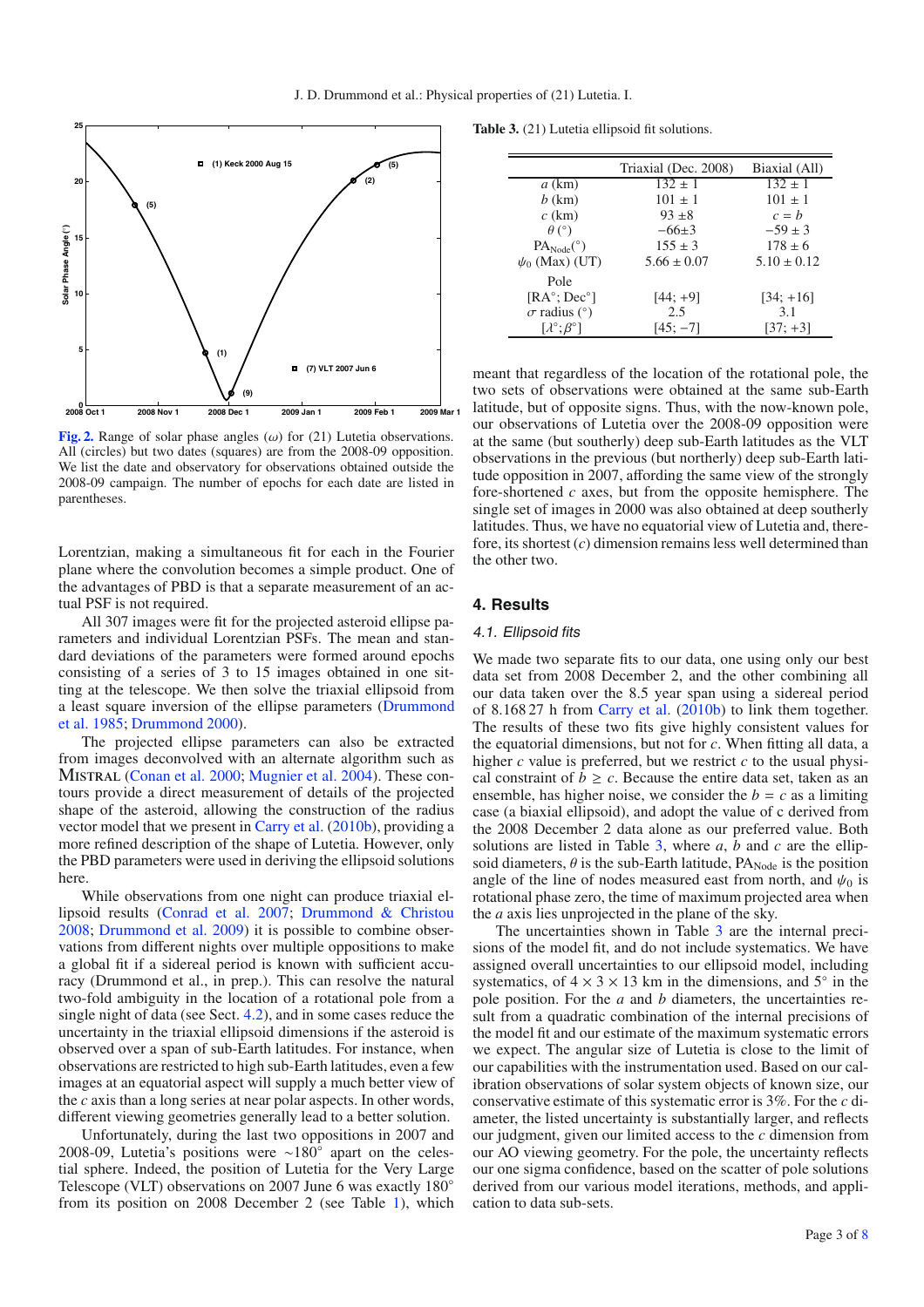25

20

15

10

5

0

Solar Phase Angle (°)

2008 Oct 1

2008 Nov 1

2008 Dec 1

2009 Jan 1

2009 Feb 1

2009 Mar 1

(1) Keck 2000 Aug 15

(7) VLT 2007 Jun 6

(5)

(1)

(9)

(2)

(5)

**Fig. 2.** Range of solar phase angles ($\omega$) for (21) Lutetia observations. All (circles) but two dates (squares) are from the 2008-09 opposition. We list the date and observatory for observations obtained outside the 2008-09 campaign. The number of epochs for each date are listed in parentheses.

Lorentzian, making a simultaneous fit for each in the Fourier plane where the convolution becomes a simple product. One of the advantages of PBD is that a separate measurement of an actual PSF is not required.

All 307 images were fit for the projected asteroid ellipse parameters and individual Lorentzian PSFs. The mean and standard deviations of the parameters were formed around epochs consisting of a series of 3 to 15 images obtained in one sitting at the telescope. We then solve the triaxial ellipsoid from a least square inversion of the ellipse parameters (Drummond et al. 1985; Drummond 2000).

The projected ellipse parameters can also be extracted from images deconvolved with an alternate algorithm such as Mistral (Conan et al. 2000; Mugnier et al. 2004). These contours provide a direct measurement of details of the projected shape of the asteroid, allowing the construction of the radius vector model that we present in Carry et al. (2010b), providing a more refined description of the shape of Lutetia. However, only the PBD parameters were used in deriving the ellipsoid solutions here.

While observations from one night can produce triaxial ellipsoid results (Conrad et al. 2007; Drummond & Christou 2008; Drummond et al. 2009) it is possible to combine observations from different nights over multiple oppositions to make a global fit if a sidereal period is known with sufficient accuracy (Drummond et al., in prep.). This can resolve the natural two-fold ambiguity in the location of a rotational pole from a single night of data (see Sect. 4.2), and in some cases reduce the uncertainty in the triaxial ellipsoid dimensions if the asteroid is observed over a span of sub-Earth latitudes. For instance, when observations are restricted to high sub-Earth latitudes, even a few images at an equatorial aspect will supply a much better view of the $c$ axis than a long series at near polar aspects. In other words, different viewing geometries generally lead to a better solution.

Unfortunately, during the last two oppositions in 2007 and 2008-09, Lutetia's positions were ∼180° apart on the celestial sphere. Indeed, the position of Lutetia for the Very Large Telescope (VLT) observations on 2007 June 6 was exactly 180° from its position on 2008 December 2 (see Table 1), which meant that regardless of the location of the rotational pole, the two sets of observations were obtained at the same sub-Earth latitude, but of opposite signs. Thus, with the now-known pole, our observations of Lutetia over the 2008-09 opposition were at the same (but southerly) deep sub-Earth latitudes as the VLT observations in the previous (but northerly) deep sub-Earth latitude opposition in 2007, affording the same view of the strongly fore-shortened $c$ axes, but from the opposite hemisphere. The single set of images in 2000 was also obtained at deep southerly latitudes. Thus, we have no equatorial view of Lutetia and, therefore, its shortest ($c$) dimension remains less well determined than the other two.

**Table 3.** (21) Lutetia ellipsoid fit solutions.

| | Triaxial (Dec. 2008) | Biaxial (All) |
|---|---|---|
| $a$ (km) | 132 ± 1 | 132 ± 1 |
| $b$ (km) | 101 ± 1 | 101 ± 1 |
| $c$ (km) | 93 ±8 | $c = b$ |
| $\theta$ (°) | −66±3 | −59 ± 3 |
| $PA_{Node}$(°) | 155 ± 3 | 178 ± 6 |
| $\psi_0$ (Max) (UT) | 5.66 ± 0.07 | 5.10 ± 0.12 |
| Pole | | |
| [RA°; Dec°] | [44; +9] | [34; +16] |
| $\sigma$ radius (°) | 2.5 | 3.1 |
| [$\lambda$°;$\beta$°] | [45; −7] | [37; +3] |

## 4. Results

### 4.1. Ellipsoid fits

We made two separate fits to our data, one using only our best data set from 2008 December 2, and the other combining all our data taken over the 8.5 year span using a sidereal period of 8.168 27 h from Carry et al. (2010b) to link them together. The results of these two fits give highly consistent values for the equatorial dimensions, but not for $c$. When fitting all data, a higher $c$ value is preferred, but we restrict $c$ to the usual physical constraint of $b \geq c$. Because the entire data set, taken as an ensemble, has higher noise, we consider the $b = c$ as a limiting case (a biaxial ellipsoid), and adopt the value of $c$ derived from the 2008 December 2 data alone as our preferred value. Both solutions are listed in Table 3, where $a$, $b$ and $c$ are the ellipsoid diameters, $\theta$ is the sub-Earth latitude, $PA_{Node}$ is the position angle of the line of nodes measured east from north, and $\psi_0$ is rotational phase zero, the time of maximum projected area when the $a$ axis lies unprojected in the plane of the sky.

The uncertainties shown in Table 3 are the internal precisions of the model fit, and do not include systematics. We have assigned overall uncertainties to our ellipsoid model, including systematics, of 4 × 3 × 13 km in the dimensions, and 5° in the pole position. For the $a$ and $b$ diameters, the uncertainties result from a quadratic combination of the internal precisions of the model fit and our estimate of the maximum systematic errors we expect. The angular size of Lutetia is close to the limit of our capabilities with the instrumentation used. Based on our calibration observations of solar system objects of known size, our conservative estimate of this systematic error is 3%. For the $c$ diameter, the listed uncertainty is substantially larger, and reflects our judgment, given our limited access to the $c$ dimension from our AO viewing geometry. For the pole, the uncertainty reflects our one sigma confidence, based on the scatter of pole solutions derived from our various model iterations, methods, and application to data sub-sets.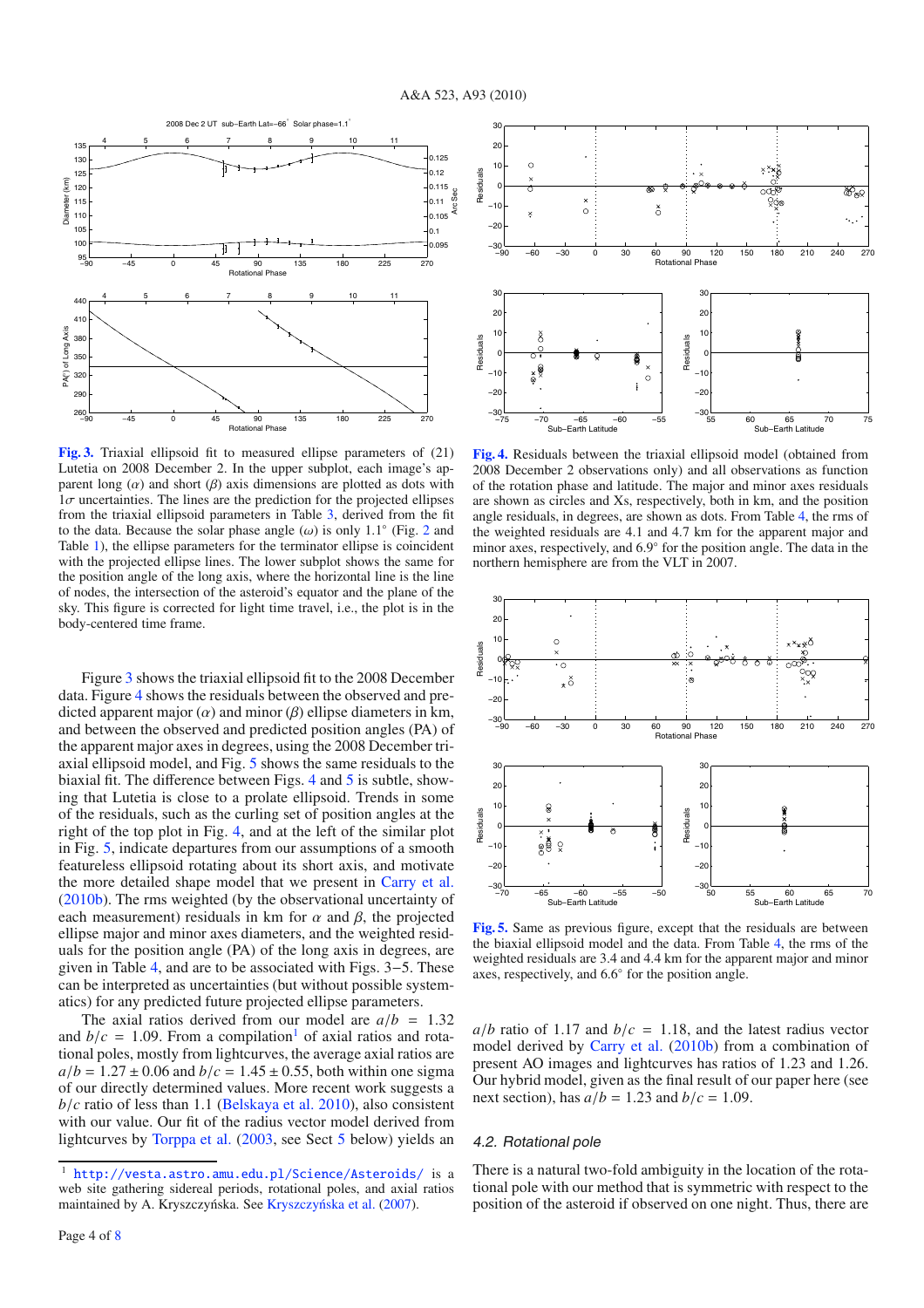2008 Dec 2 UT sub-Earth Lat=−66° Solar phase=1.1°

Diameter (km)

Arc Sec

Rotational Phase

PA(°) of Long Axis

Rotational Phase

**Fig. 3.** Triaxial ellipsoid fit to measured ellipse parameters of (21) Lutetia on 2008 December 2. In the upper subplot, each image's apparent long ($\alpha$) and short ($\beta$) axis dimensions are plotted as dots with $1\sigma$ uncertainties. The lines are the prediction for the projected ellipses from the triaxial ellipsoid parameters in Table 3, derived from the fit to the data. Because the solar phase angle ($\omega$) is only 1.1° (Fig. 2 and Table 1), the ellipse parameters for the terminator ellipse is coincident with the projected ellipse lines. The lower subplot shows the same for the position angle of the long axis, where the horizontal line is the line of nodes, the intersection of the asteroid's equator and the plane of the sky. This figure is corrected for light time travel, i.e., the plot is in the body-centered time frame.

Residuals

Rotational Phase

Residuals

Sub-Earth Latitude

Residuals

Sub-Earth Latitude

**Fig. 4.** Residuals between the triaxial ellipsoid model (obtained from 2008 December 2 observations only) and all observations as function of the rotation phase and latitude. The major and minor axes residuals are shown as circles and Xs, respectively, both in km, and the position angle residuals, in degrees, are shown as dots. From Table 4, the rms of the weighted residuals are 4.1 and 4.7 km for the apparent major and minor axes, respectively, and 6.9° for the position angle. The data in the northern hemisphere are from the VLT in 2007.

Residuals

Rotational Phase

Residuals

Sub-Earth Latitude

Residuals

Sub-Earth Latitude

**Fig. 5.** Same as previous figure, except that the residuals are between the biaxial ellipsoid model and the data. From Table 4, the rms of the weighted residuals are 3.4 and 4.4 km for the apparent major and minor axes, respectively, and 6.6° for the position angle.

Figure 3 shows the triaxial ellipsoid fit to the 2008 December data. Figure 4 shows the residuals between the observed and predicted apparent major ($\alpha$) and minor ($\beta$) diameters in km, and between the observed and predicted position angles (PA) of the apparent major axes in degrees, using the 2008 December triaxial ellipsoid model, and Fig. 5 shows the same residuals to the biaxial fit. The difference between Figs. 4 and 5 is subtle, showing that Lutetia is close to a prolate ellipsoid. Trends in some of the residuals, such as the curling set of position angles at the right of the top plot in Fig. 4, and at the left of the similar plot in Fig. 5, indicate departures from our assumptions of a smooth featureless ellipsoid rotating about its short axis, and motivate the more detailed shape model that we present in Carry et al. (2010b). The rms weighted (by the observational uncertainty of each measurement) residuals in km for $\alpha$ and $\beta$, the projected ellipse major and minor axes diameters, and the weighted residuals for the position angle (PA) of the long axis in degrees, are given in Table 4, and are to be associated with Figs. 3−5. These can be interpreted as uncertainties (but without possible systematics) for any predicted future projected ellipse parameters.

The axial ratios derived from our model are $a/b = 1.32$ and $b/c = 1.09$. From a compilation[1] of axial ratios and rotational poles, mostly from lightcurves, the average axial ratios are $a/b = 1.27 \pm 0.06$ and $b/c = 1.45 \pm 0.55$, both within one sigma of our directly determined values. More recent work suggests a $b/c$ ratio of less than 1.1 (Belskaya et al. 2010), also consistent with our value. Our fit of the radius vector model derived from lightcurves by Torppa et al. (2003, see Sect 5 below) yields an $a/b$ ratio of 1.17 and $b/c = 1.18$, and the latest radius vector model derived by Carry et al. (2010b) from a combination of present AO images and lightcurves has ratios of 1.23 and 1.26. Our hybrid model, given as the final result of our paper here (see next section), has $a/b = 1.23$ and $b/c = 1.09$.

### 4.2. Rotational pole

There is a natural two-fold ambiguity in the location of the rotational pole with our method that is symmetric with respect to the position of the asteroid if observed on one night. Thus, there are

[1] http://vesta.astro.amu.edu.pl/Science/Asteroids/ is a web site gathering sidereal periods, rotational poles, and axial ratios maintained by A. Kryszczyńska. See Kryszczyńska et al. (2007).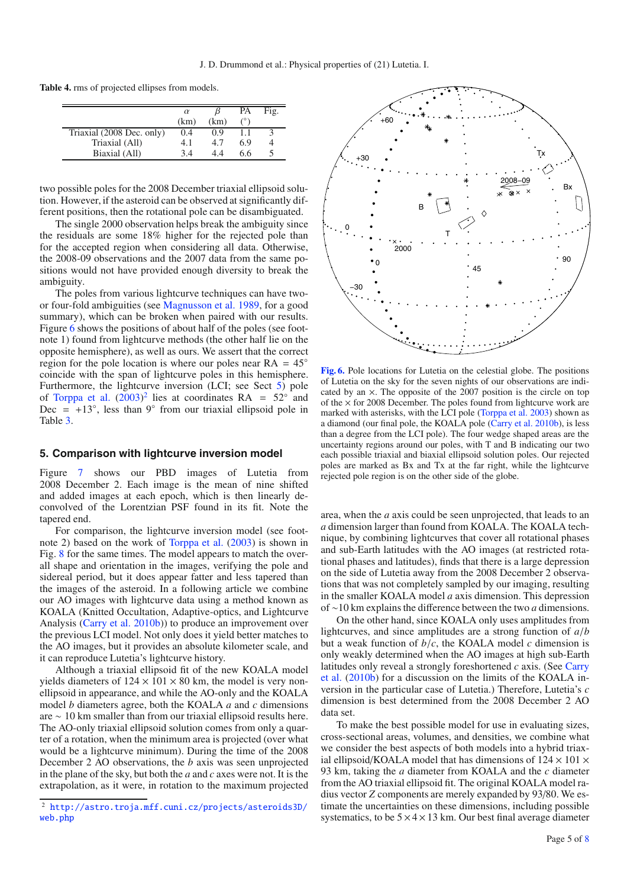**Table 4.** rms of projected ellipses from models.

| | $\alpha$ (km) | $\beta$ (km) | PA (°) | Fig. |
|---|---|---|---|---|
| Triaxial (2008 Dec. only) | 0.4 | 0.9 | 1.1 | 3 |
| Triaxial (All) | 4.1 | 4.7 | 6.9 | 4 |
| Biaxial (All) | 3.4 | 4.4 | 6.6 | 5 |

two possible poles for the 2008 December triaxial ellipsoid solution. However, if the asteroid can be observed at significantly different positions, then the rotational pole can be disambiguated.

The single 2000 observation helps break the ambiguity since the residuals are some 18% higher for the rejected pole than for the accepted region when considering all data. Otherwise, the 2008-09 observations and the 2007 data from the same positions would not have provided enough diversity to break the ambiguity.

The poles from various lightcurve techniques can have two- or four-fold ambiguities (see Magnusson et al. 1989, for a good summary), which can be broken when paired with our results. Figure 6 shows the positions of about half of the poles (see footnote 1) found from lightcurve methods (the other half lie on the opposite hemisphere), as well as ours. We assert that the correct region for the pole location is where our poles near RA = 45° coincide with the span of lightcurve poles in this hemisphere. Further more, the lightcurve inversion (LCI; see Sect 5) pole of Torppa et al. (2003)[2] lies at coordinates RA = 52° and Dec = +13°, less than 9° from our triaxial ellipsoid pole in Table 3.

+60
+30
0
−30
Tx
2008–09
Bx
B
T
2000
0
45
90

**Fig. 6.** Pole locations for Lutetia on the celestial globe. The positions of Lutetia on the sky for the seven nights of our observations are indicated by an ×. The opposite of the 2007 position is the circle on top of the × for 2008 December. The poles found from lightcurve work are marked with asterisks, with the LCI pole (Torppa et al. 2003) shown as a diamond (our final pole, the KOALA pole (Carry et al. 2010b), is less than a degree from the LCI pole). The four wedge shaped areas are the uncertainty regions around our poles, with T and B indicating our two each possible triaxial and biaxial ellipsoid solution poles. Our rejected poles are marked as Bx and Tx at the far right, while the lightcurve rejected pole region is on the other side of the globe.

## 5. Comparison with lightcurve inversion model

Figure 7 shows our PBD images of Lutetia from 2008 December 2. Each image is the mean of nine shifted and added images at each epoch, which is then linearly deconvolved of the Lorentzian PSF found in its fit. Note the tapered end.

For comparison, the lightcurve inversion model (see footnote 2) based on the work of Torppa et al. (2003) is shown in Fig. 8 for the same times. The model appears to match the overall shape and orientation in the images, verifying the pole and sidereal period, but it does appear fatter and less tapered than the images of the asteroid. In a following article we combine our AO images with lightcurve data using a method known as KOALA (Knitted Occultation, Adaptive-optics, and Lightcurve Analysis (Carry et al. 2010b)) to produce an improvement over the previous LCI model. Not only does it yield better matches to the AO images, but it provides an absolute kilometer scale, and it can reproduce Lutetia's lightcurve history.

Although a triaxial ellipsoid fit of the new KOALA model yields diameters of $124 \times 101 \times 80$ km, the model is very non-ellipsoid in appearance, and while the AO-only and the KOALA model $b$ diameters agree, both the KOALA $a$ and $c$ dimensions are $\sim 10$ km smaller than from our triaxial ellipsoid results here. The AO-only triaxial ellipsoid solution comes from only a quarter of a rotation, when the minimum area is projected (over what would be a lightcurve minimum). During the time of the 2008 December 2 AO observations, the $b$ axis was seen unprojected in the plane of the sky, but both the $a$ and $c$ axes were not. It is the extrapolation, as it were, in rotation to the maximum projected area, when the $a$ axis could be seen unprojected, that leads to an $a$ dimension larger than found from KOALA. The KOALA technique, by combining lightcurves that cover all rotational phases and sub-Earth latitudes with the AO images (at restricted rotational phases and latitudes), finds that there is a large depression on the side of Lutetia away from the 2008 December 2 observations that was not completely sampled by our imaging, resulting in the smaller KOALA model $a$ axis dimension. This depression of $\sim$10 km explains the difference between the two $a$ dimensions.

On the other hand, since KOALA only uses amplitudes from lightcurves, and since amplitudes are a strong function of $a/b$ but a weak function of $b/c$, the KOALA model $c$ dimension is only weakly determined when the AO images at high sub-Earth latitudes only reveal a strongly foreshortened $c$ axis. (See Carry et al. (2010b) for a discussion on the limits of the KOALA inversion in the particular case of Lutetia.) Therefore, Lutetia's $c$ dimension is best determined from the 2008 December 2 AO data set.

To make the best possible model for use in evaluating sizes, cross-sectional areas, volumes, and densities, we combine what we consider the best aspects of both models into a hybrid triaxial ellipsoid/KOALA model that has dimensions of $124 \times 101 \times 93$ km, taking the $a$ diameter from KOALA and the $c$ diameter from the AO triaxial ellipsoid fit. The original KOALA model radius vector $Z$ components are merely expanded by 93/80. We estimate the uncertainties on these dimensions, including possible systematics, to be $5 \times 4 \times 13$ km. Our best final average diameter

[2] http://astro.troja.mff.cuni.cz/projects/asteroids3D/web.php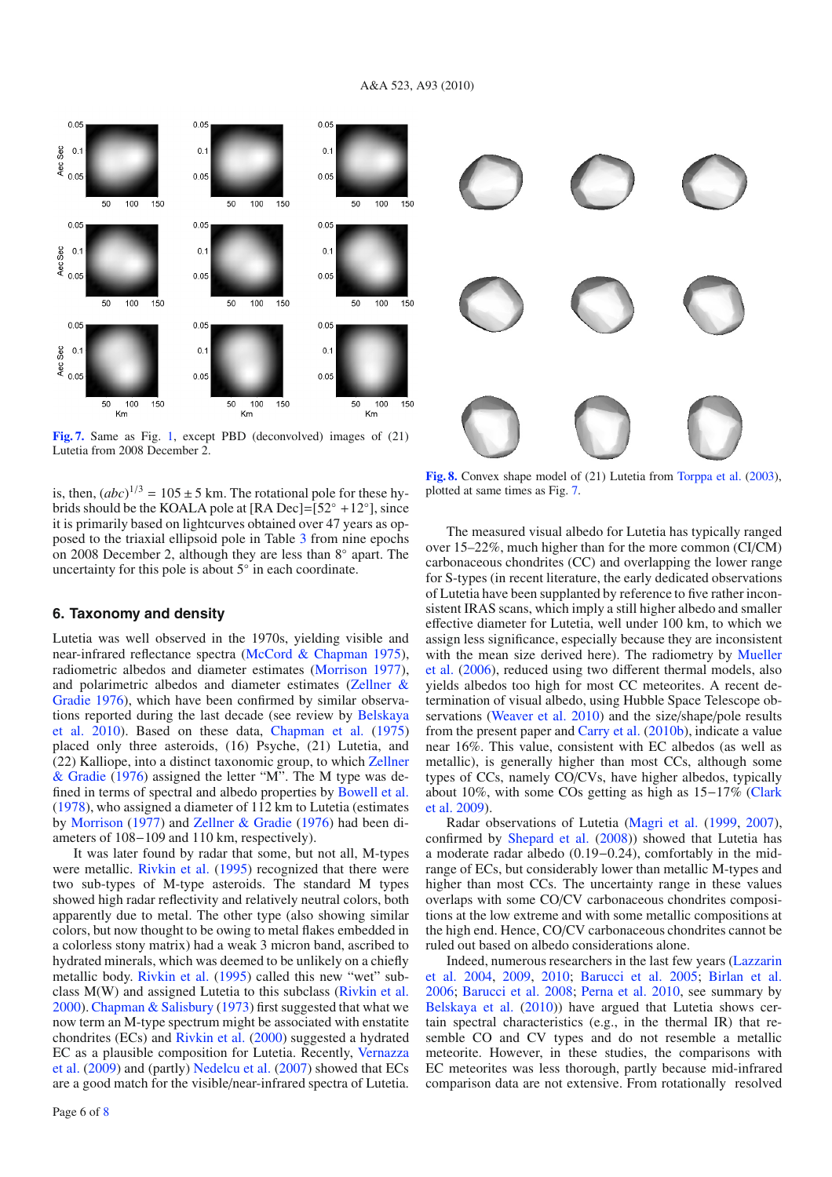Fig. 7. Same as Fig. 1, except PBD (deconvolved) images of (21) Lutetia from 2008 December 2.

Fig. 8. Convex shape model of (21) Lutetia from Torppa et al. (2003), plotted at same times as Fig. 7.

is, then, $(abc)^{1/3} = 105 \pm 5$ km. The rotational pole for these hybrids should be the KOALA pole at [RA Dec]=[52° +12°], since it is primarily based on lightcurves obtained over 47 years as opposed to the triaxial ellipsoid pole in Table 3 from nine epochs on 2008 December 2, although they are less than 8° apart. The uncertainty for this pole is about 5° in each coordinate.

## 6. Taxonomy and density

Lutetia was well observed in the 1970s, yielding visible and near-infrared reflectance spectra (McCord & Chapman 1975), radiometric albedos and diameter estimates (Morrison 1977), and polarimetric albedos and diameter estimates (Zellner & Gradie 1976), which have been confirmed by similar observations reported during the last decade (see review by Belskaya et al. 2010). Based on these data, Chapman et al. (1975) placed only three asteroids, (16) Psyche, (21) Lutetia, and (22) Kalliope, into a distinct taxonomic group, to which Zellner & Gradie (1976) assigned the letter "M". The M type was defined in terms of spectral and albedo properties by Bowell et al. (1978), who assigned a diameter of 112 km to Lutetia (estimates by Morrison (1977) and Zellner & Gradie (1976) had been diameters of 108−109 and 110 km, respectively).

It was later found by radar that some, but not all, M-types were metallic. Rivkin et al. (1995) recognized that there were two sub-types of M-type asteroids. The standard M types showed high radar reflectivity and relatively neutral colors, both apparently due to metal. The other type (also showing similar colors, but now thought to be owing to metal flakes embedded in a colorless stony matrix) had a weak 3 micron band, ascribed to hydrated minerals, which was deemed to be unlikely on a chiefly metallic body. Rivkin et al. (1995) called this new "wet" subclass M(W) and assigned Lutetia to this subclass (Rivkin et al. 2000). Chapman & Salisbury (1973) first suggested that what we now term an M-type spectrum might be associated with enstatite chondrites (ECs) and Rivkin et al. (2000) suggested a hydrated EC as a plausible composition for Lutetia. Recently, Vernazza et al. (2009) and (partly) Nedelcu et al. (2007) showed that ECs are a good match for the visible/near-infrared spectra of Lutetia.

The measured visual albedo for Lutetia has typically ranged over 15–22%, much higher than for the more common (CI/CM) carbonaceous chondrites (CC) and overlapping the lower range for S-types (in recent literature, the early dedicated observations of Lutetia have been supplanted by reference to five rather inconsistent IRAS scans, which imply a still higher albedo and smaller effective diameter for Lutetia, well under 100 km, to which we assign less significance, especially because they are inconsistent with the mean size derived here). The radiometry by Mueller et al. (2006), reduced using two different thermal models, also yields albedos too high for most CC meteorites. A recent determination of visual albedo, using Hubble Space Telescope observations (Weaver et al. 2010) and the size/shape/pole results from the present paper and Carry et al. (2010b), indicate a value near 16%. This value, consistent with EC albedos (as well as metallic), is generally higher than most CCs, although some types of CCs, namely CO/CVs, have higher albedos, typically about 10%, with some COs getting as high as 15−17% (Clark et al. 2009).

Radar observations of Lutetia (Magri et al. (1999, 2007), confirmed by Shepard et al. (2008)) showed that Lutetia has a moderate radar albedo (0.19−0.24), comfortably in the mid-range of ECs, but considerably lower than metallic M-types and higher than most CCs. The uncertainty range in these values overlaps with some CO/CV carbonaceous chondrites compositions at the low extreme and with some metallic compositions at the high end. Hence, CO/CV carbonaceous chondrites cannot be ruled out based on albedo considerations alone.

Indeed, numerous researchers in the last few years (Lazzarin et al. 2004, 2009, 2010; Barucci et al. 2005; Birlan et al. 2006; Barucci et al. 2008; Perna et al. 2010, see summary by Belskaya et al. (2010)) have argued that Lutetia shows certain spectral characteristics (e.g., in the thermal IR) that resemble CO and CV types and do not resemble a metallic meteorite. However, in these studies, the comparisons with EC meteorites was less thorough, partly because mid-infrared comparison data are not extensive. From rotationally resolved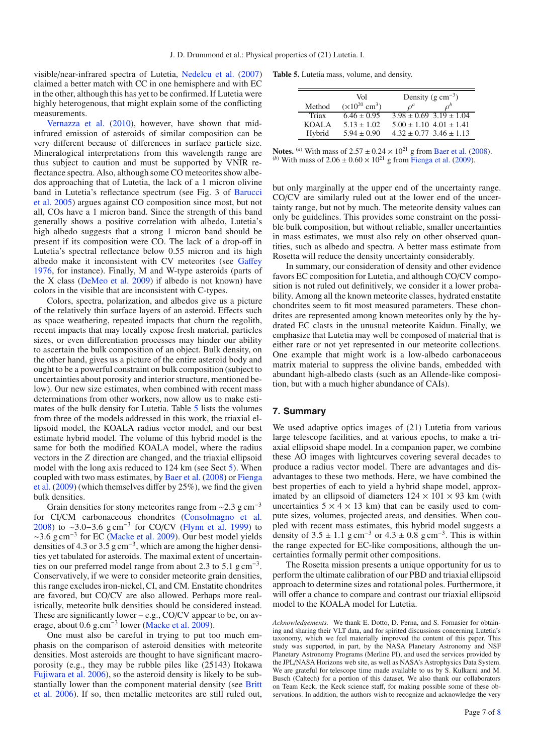visible/near-infrared spectra of Lutetia, Nedelcu et al. (2007) claimed a better match with CC in one hemisphere and with EC in the other, although this has yet to be confirmed. If Lutetia were highly heterogenous, that might explain some of the conflicting measurements.

Vernazza et al. (2010), however, have shown that mid-infrared emission of asteroids of similar composition can be very different because of differences in surface particle size. Mineralogical interpretations from this wavelength range are thus subject to caution and must be supported by VNIR reflectance spectra. Also, although some CO meteorites show albedos approaching that of Lutetia, the lack of a 1 micron olivine band in Lutetia's reflectance spectrum (see Fig. 3 of Barucci et al. 2005) argues against CO composition since most, but not all, COs have a 1 micron band. Since the strength of this band generally shows a positive correlation with albedo, Lutetia's high albedo suggests that a strong 1 micron band should be present if its composition were CO. The lack of a drop-off in Lutetia's spectral reflectance below 0.55 micron and its high albedo make it inconsistent with CV meteorites (see Gaffey 1976, for instance). Finally, M and W-type asteroids (parts of the X class (DeMeo et al. 2009) if albedo is not known) have colors in the visible that are inconsistent with C-types.

Colors, spectra, polarization, and albedos give us a picture of the relatively thin surface layers of an asteroid. Effects such as space weathering, repeated impacts that churn the regolith, recent impacts that may locally expose fresh material, particles sizes, or even differentiation processes may hinder our ability to ascertain the bulk composition of an object. Bulk density, on the other hand, gives us a picture of the entire asteroid body and ought to be a powerful constraint on bulk composition (subject to uncertainties about porosity and interior structure, mentioned below). Our new size estimates, when combined with recent mass determinations from other workers, now allow us to make estimates of the bulk density for Lutetia. Table 5 lists the volumes from three of the models addressed in this work, the triaxial ellipsoid model, the KOALA radius vector model, and our best estimate hybrid model. The volume of this hybrid model is the same for both the modified KOALA model, where the radius vectors in the $Z$ direction are changed, and the triaxial ellipsoid model with the long axis reduced to 124 km (see Sect 5). When coupled with two mass estimates, by Baer et al. (2008) or Fienga et al. (2009) (which themselves differ by 25%), we find the given bulk densities.

Grain densities for stony meteorites range from ~2.3 g cm$^{-3}$ for CI/CM carbonaceous chondrites (Consolmagno et al. 2008) to ~3.0–3.6 g cm$^{-3}$ for CO/CV (Flynn et al. 1999) to ~3.6 g cm$^{-3}$ for EC (Macke et al. 2009). Our best model yields densities of 4.3 or 3.5 g cm$^{-3}$, which are among the higher densities yet tabulated for asteroids. The maximal extent of uncertainties on our preferred model range from about 2.3 to 5.1 g cm$^{-3}$. Conservatively, if we were to consider meteorite grain densities, this range excludes iron-nickel, CI, and CM. Enstatite chondrites are favored, but CO/CV are also allowed. Perhaps more realistically, meteorite bulk densities should be considered instead. These are significantly lower – e.g., CO/CV appear to be, on average, about 0.6 g.cm$^{-3}$ lower (Macke et al. 2009).

One must also be careful in trying to put too much emphasis on the comparison of asteroid densities with meteorite densities. Most asteroids are thought to have significant macroporosity (e.g., they may be rubble piles like (25143) Itokawa Fujiwara et al. 2006), so the asteroid density is likely to be substantially lower than the component material density (see Britt et al. 2006). If so, then metallic meteorites are still ruled out, but only marginally at the upper end of the uncertainty range. CO/CV are similarly ruled out at the lower end of the uncertainty range, but not by much. The meteorite density values can only be guidelines. This provides some constraint on the possible bulk composition, but without reliable, smaller uncertainties in mass estimates, we must also rely on other observed quantities, such as albedo and spectra. A better mass estimate from Rosetta will reduce the density uncertainty considerably.

**Table 5.** Lutetia mass, volume, and density.

| Method | Vol ($\times 10^{20}$ cm$^3$) | Density (g cm$^{-3}$) $\rho^a$ | $\rho^b$ |
|---|---|---|---|
| Triax | 6.46 ± 0.95 | 3.98 ± 0.69 | 3.19 ± 1.04 |
| KOALA | 5.13 ± 1.02 | 5.00 ± 1.10 | 4.01 ± 1.41 |
| Hybrid | 5.94 ± 0.90 | 4.32 ± 0.77 | 3.46 ± 1.13 |

**Notes.** [a] With mass of $2.57 \pm 0.24 \times 10^{21}$ g from Baer et al. (2008). [b] With mass of $2.06 \pm 0.60 \times 10^{21}$ g from Fienga et al. (2009).

In summary, our consideration of density and other evidence favors EC composition for Lutetia, and although CO/CV composition is not ruled out definitively, we consider it a lower probability. Among all the known meteorite classes, hydrated enstatite chondrites seem to fit most measured parameters. These chondrites are represented among known meteorites only by the hydrated EC clasts in the unusual meteorite Kaidun. Finally, we emphasize that Lutetia may well be composed of material that is either rare or not yet represented in our meteorite collections. One example that might work is a low-albedo carbonaceous matrix material to suppress the olivine bands, embedded with abundant high-albedo clasts (such as an Allende-like composition, but with a much higher abundance of CAIs).

## 7. Summary

We used adaptive optics images of (21) Lutetia from various large telescope facilities, and at various epochs, to make a triaxial ellipsoid shape model. In a companion paper, we combine these AO images with lightcurves covering several decades to produce a radius vector model. There are advantages and disadvantages to these two methods. Here, we have combined the best properties of each to yield a hybrid shape model, approximated by an ellipsoid of diameters 124 × 101 × 93 km (with uncertainties 5 × 4 × 13 km) that can be easily used to compute sizes, volumes, projected areas, and densities. When coupled with recent mass estimates, this hybrid model suggests a density of 3.5 ± 1.1 g cm$^{-3}$ or 4.3 ± 0.8 g cm$^{-3}$. This is within the range expected for EC-like compositions, although the uncertainties formally permit other compositions.

The Rosetta mission presents a unique opportunity for us to perform the ultimate calibration of our PBD and triaxial ellipsoid approach to determine sizes and rotational poles. Furthermore, it will offer a chance to compare and contrast our triaxial ellipsoid model to the KOALA model for Lutetia.

*Acknowledgements.* We thank E. Dotto, D. Perna, and S. Fornasier for obtaining and sharing their VLT data, and for spirited discussions concerning Lutetia's taxonomy, which we feel materially improved the content of this paper. This study was supported, in part, by the NASA Planetary Astronomy and NSF Planetary Astronomy Programs (Merline PI), and used the services provided by the JPL/NASA Horizons web site, as well as NASA's Astrophysics Data System. We are grateful for telescope time made available to us by S. Kulkarni and M. Busch (Caltech) for a portion of this dataset. We also thank our collaborators on Team Keck, the Keck science staff, for making possible some of these observations. In addition, the authors wish to recognize and acknowledge the very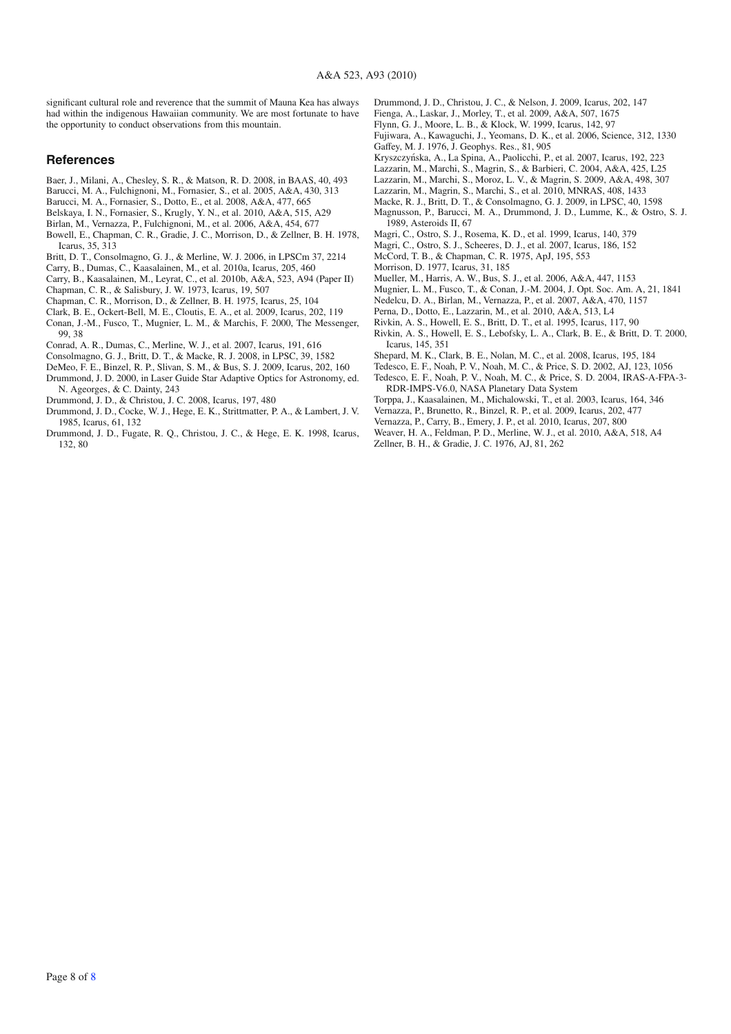significant cultural role and reverence that the summit of Mauna Kea has always had within the indigenous Hawaiian community. We are most fortunate to have the opportunity to conduct observations from this mountain.

## References

Baer, J., Milani, A., Chesley, S. R., & Matson, R. D. 2008, in BAAS, 40, 493
Barucci, M. A., Fulchignoni, M., Fornasier, S., et al. 2005, A&A, 430, 313
Barucci, M. A., Fornasier, S., Dotto, E., et al. 2008, A&A, 477, 665
Belskaya, I. N., Fornasier, S., Krugly, Y. N., et al. 2010, A&A, 515, A29
Birlan, M., Vernazza, P., Fulchignoni, M., et al. 2006, A&A, 454, 677
Bowell, E., Chapman, C. R., Gradie, J. C., Morrison, D., & Zellner, B. H. 1978, Icarus, 35, 313
Britt, D. T., Consolmagno, G. J., & Merline, W. J. 2006, in LPSCm 37, 2214
Carry, B., Dumas, C., Kaasalainen, M., et al. 2010a, Icarus, 205, 460
Carry, B., Kaasalainen, M., Leyrat, C., et al. 2010b, A&A, 523, A94 (Paper II)
Chapman, C. R., & Salisbury, J. W. 1973, Icarus, 19, 507
Chapman, C. R., Morrison, D., & Zellner, B. H. 1975, Icarus, 25, 104
Clark, B. E., Ockert-Bell, M. E., Cloutis, E. A., et al. 2009, Icarus, 202, 119
Conan, J.-M., Fusco, T., Mugnier, L. M., & Marchis, F. 2000, The Messenger, 99, 38
Conrad, A. R., Dumas, C., Merline, W. J., et al. 2007, Icarus, 191, 616
Consolmagno, G. J., Britt, D. T., & Macke, R. J. 2008, in LPSC, 39, 1582
DeMeo, F. E., Binzel, R. P., Slivan, S. M., & Bus, S. J. 2009, Icarus, 202, 160
Drummond, J. D. 2000, in Laser Guide Star Adaptive Optics for Astronomy, ed. N. Ageorges, & C. Dainty, 243
Drummond, J. D., & Christou, J. C. 2008, Icarus, 197, 480
Drummond, J. D., Cocke, W. J., Hege, E. K., Strittmatter, P. A., & Lambert, J. V. 1985, Icarus, 61, 132
Drummond, J. D., Fugate, R. Q., Christou, J. C., & Hege, E. K. 1998, Icarus, 132, 80
Drummond, J. D., Christou, J. C., & Nelson, J. 2009, Icarus, 202, 147
Fienga, A., Laskar, J., Morley, T., et al. 2009, A&A, 507, 1675
Flynn, G. J., Moore, L. B., & Klock, W. 1999, Icarus, 142, 97
Fujiwara, A., Kawaguchi, J., Yeomans, D. K., et al. 2006, Science, 312, 1330
Gaffey, M. J. 1976, J. Geophys. Res., 81, 905
Kryszczyńska, A., La Spina, A., Paolicchi, P., et al. 2007, Icarus, 192, 223
Lazzarin, M., Marchi, S., Magrin, S., & Barbieri, C. 2004, A&A, 425, L25
Lazzarin, M., Marchi, S., Moroz, L. V., & Magrin, S. 2009, A&A, 498, 307
Lazzarin, M., Magrin, S., Marchi, S., et al. 2010, MNRAS, 408, 1433
Macke, R. J., Britt, D. T., & Consolmagno, G. J. 2009, in LPSC, 40, 1598
Magnusson, P., Barucci, M. A., Drummond, J. D., Lumme, K., & Ostro, S. J. 1989, Asteroids II, 67
Magri, C., Ostro, S. J., Rosema, K. D., et al. 1999, Icarus, 140, 379
Magri, C., Ostro, S. J., Scheeres, D. J., et al. 2007, Icarus, 186, 152
McCord, T. B., & Chapman, C. R. 1975, ApJ, 195, 553
Morrison, D. 1977, Icarus, 31, 185
Mueller, M., Harris, A. W., Bus, S. J., et al. 2006, A&A, 447, 1153
Mugnier, L. M., Fusco, T., & Conan, J.-M. 2004, J. Opt. Soc. Am. A, 21, 1841
Nedelcu, D. A., Birlan, M., Vernazza, P., et al. 2007, A&A, 470, 1157
Perna, D., Dotto, E., Lazzarin, M., et al. 2010, A&A, 513, L4
Rivkin, A. S., Howell, E. S., Britt, D. T., et al. 1995, Icarus, 117, 90
Rivkin, A. S., Howell, E. S., Lebofsky, L. A., Clark, B. E., & Britt, D. T. 2000, Icarus, 145, 351
Shepard, M. K., Clark, B. E., Nolan, M. C., et al. 2008, Icarus, 195, 184
Tedesco, E. F., Noah, P. V., Noah, M. C., & Price, S. D. 2002, AJ, 123, 1056
Tedesco, E. F., Noah, P. V., Noah, M. C., & Price, S. D. 2004, IRAS-A-FPA-3-RDR-IMPS-V6.0, NASA Planetary Data System
Torppa, J., Kaasalainen, M., Michalowski, T., et al. 2003, Icarus, 164, 346
Vernazza, P., Brunetto, R., Binzel, R. P., et al. 2009, Icarus, 202, 477
Vernazza, P., Carry, B., Emery, J. P., et al. 2010, Icarus, 207, 800
Weaver, H. A., Feldman, P. D., Merline, W. J., et al. 2010, A&A, 518, A4
Zellner, B. H., & Gradie, J. C. 1976, AJ, 81, 262